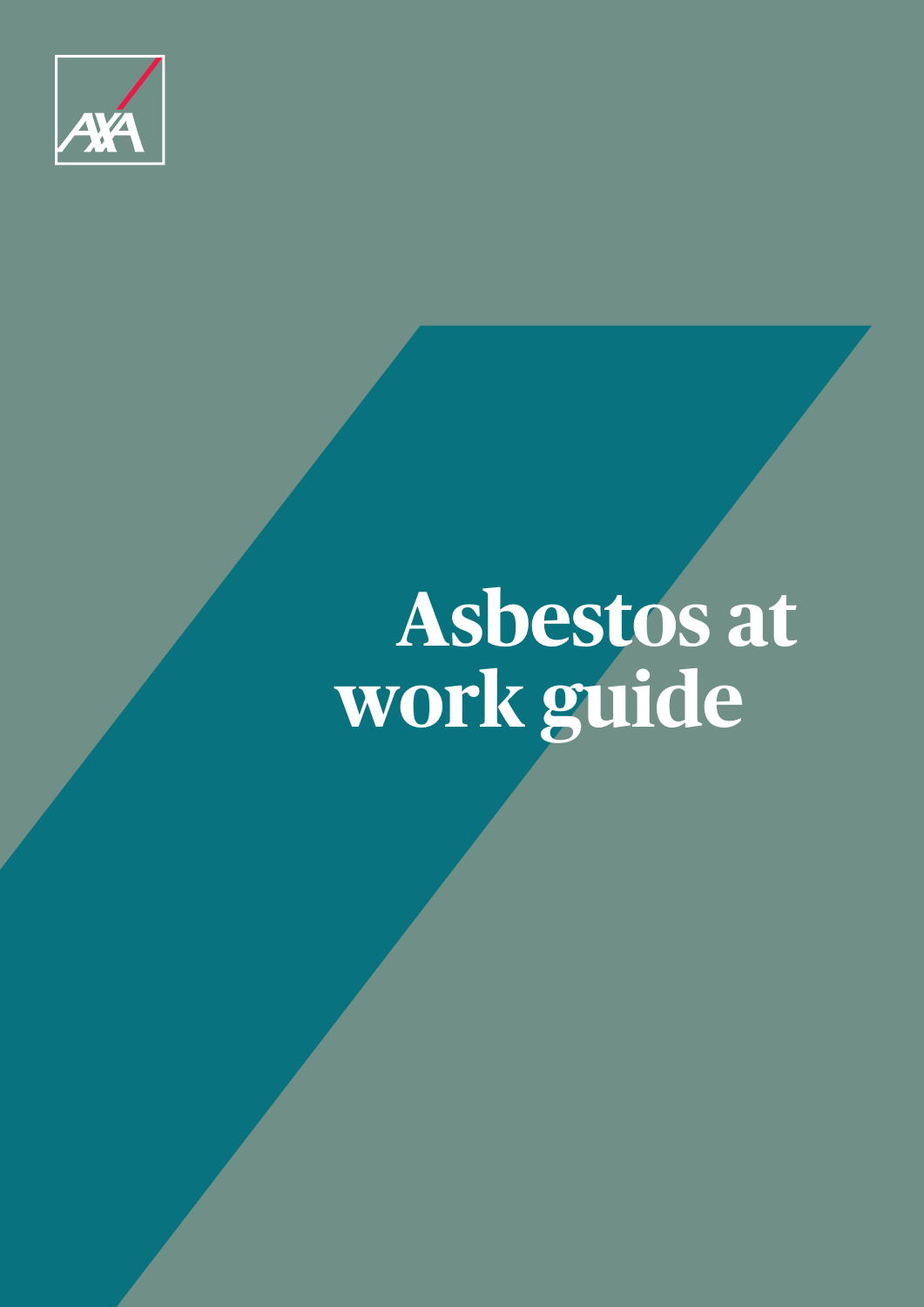# Asbestos at work guide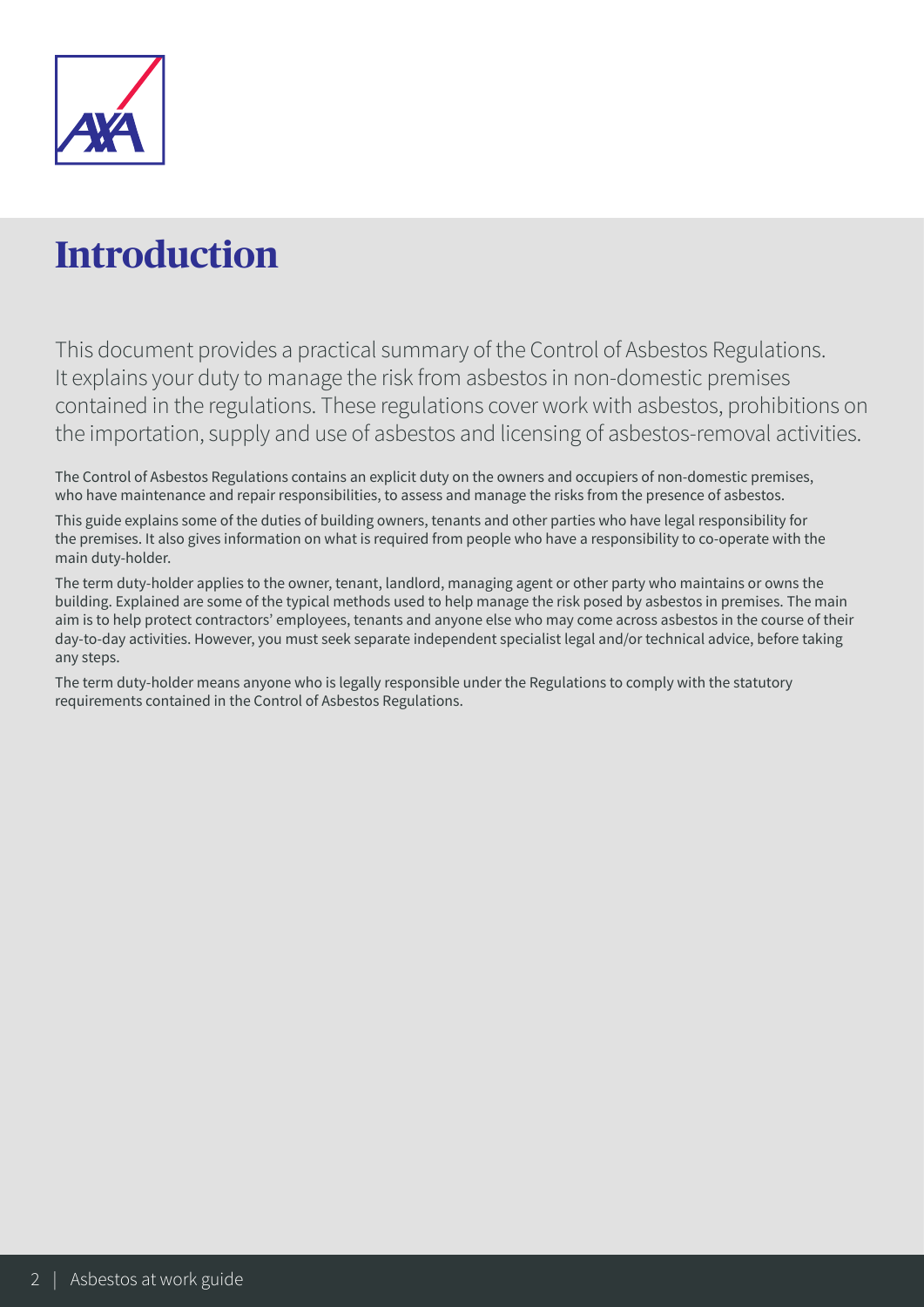# Introduction

This document provides a practical summary of the Control of Asbestos Regulations. It explains your duty to manage the risk from asbestos in non-domestic premises contained in the regulations. These regulations cover work with asbestos, prohibitions on the importation, supply and use of asbestos and licensing of asbestos-removal activities.

The Control of Asbestos Regulations contains an explicit duty on the owners and occupiers of non-domestic premises, who have maintenance and repair responsibilities, to assess and manage the risks from the presence of asbestos.

This guide explains some of the duties of building owners, tenants and other parties who have legal responsibility for the premises. It also gives information on what is required from people who have a responsibility to co-operate with the main duty-holder.

The term duty-holder applies to the owner, tenant, landlord, managing agent or other party who maintains or owns the building. Explained are some of the typical methods used to help manage the risk posed by asbestos in premises. The main aim is to help protect contractors' employees, tenants and anyone else who may come across asbestos in the course of their day-to-day activities. However, you must seek separate independent specialist legal and/or technical advice, before taking any steps.

The term duty-holder means anyone who is legally responsible under the Regulations to comply with the statutory requirements contained in the Control of Asbestos Regulations.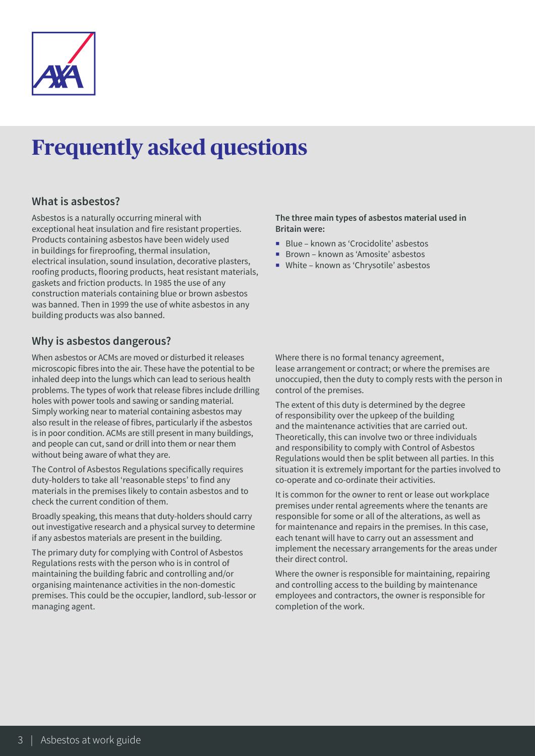# Frequently asked questions

## What is asbestos?

Asbestos is a naturally occurring mineral with exceptional heat insulation and fire resistant properties. Products containing asbestos have been widely used in buildings for fireproofing, thermal insulation, electrical insulation, sound insulation, decorative plasters, roofing products, flooring products, heat resistant materials, gaskets and friction products. In 1985 the use of any construction materials containing blue or brown asbestos was banned. Then in 1999 the use of white asbestos in any building products was also banned.

**The three main types of asbestos material used in Britain were:**

- Blue – known as 'Crocidolite' asbestos
- Brown – known as 'Amosite' asbestos
- White – known as 'Chrysotile' asbestos

## Why is asbestos dangerous?

When asbestos or ACMs are moved or disturbed it releases microscopic fibres into the air. These have the potential to be inhaled deep into the lungs which can lead to serious health problems. The types of work that release fibres include drilling holes with power tools and sawing or sanding material. Simply working near to material containing asbestos may also result in the release of fibres, particularly if the asbestos is in poor condition. ACMs are still present in many buildings, and people can cut, sand or drill into them or near them without being aware of what they are.

The Control of Asbestos Regulations specifically requires duty-holders to take all 'reasonable steps' to find any materials in the premises likely to contain asbestos and to check the current condition of them.

Broadly speaking, this means that duty-holders should carry out investigative research and a physical survey to determine if any asbestos materials are present in the building.

The primary duty for complying with Control of Asbestos Regulations rests with the person who is in control of maintaining the building fabric and controlling and/or organising maintenance activities in the non-domestic premises. This could be the occupier, landlord, sub-lessor or managing agent.

Where there is no formal tenancy agreement, lease arrangement or contract; or where the premises are unoccupied, then the duty to comply rests with the person in control of the premises.

The extent of this duty is determined by the degree of responsibility over the upkeep of the building and the maintenance activities that are carried out. Theoretically, this can involve two or three individuals and responsibility to comply with Control of Asbestos Regulations would then be split between all parties. In this situation it is extremely important for the parties involved to co-operate and co-ordinate their activities.

It is common for the owner to rent or lease out workplace premises under rental agreements where the tenants are responsible for some or all of the alterations, as well as for maintenance and repairs in the premises. In this case, each tenant will have to carry out an assessment and implement the necessary arrangements for the areas under their direct control.

Where the owner is responsible for maintaining, repairing and controlling access to the building by maintenance employees and contractors, the owner is responsible for completion of the work.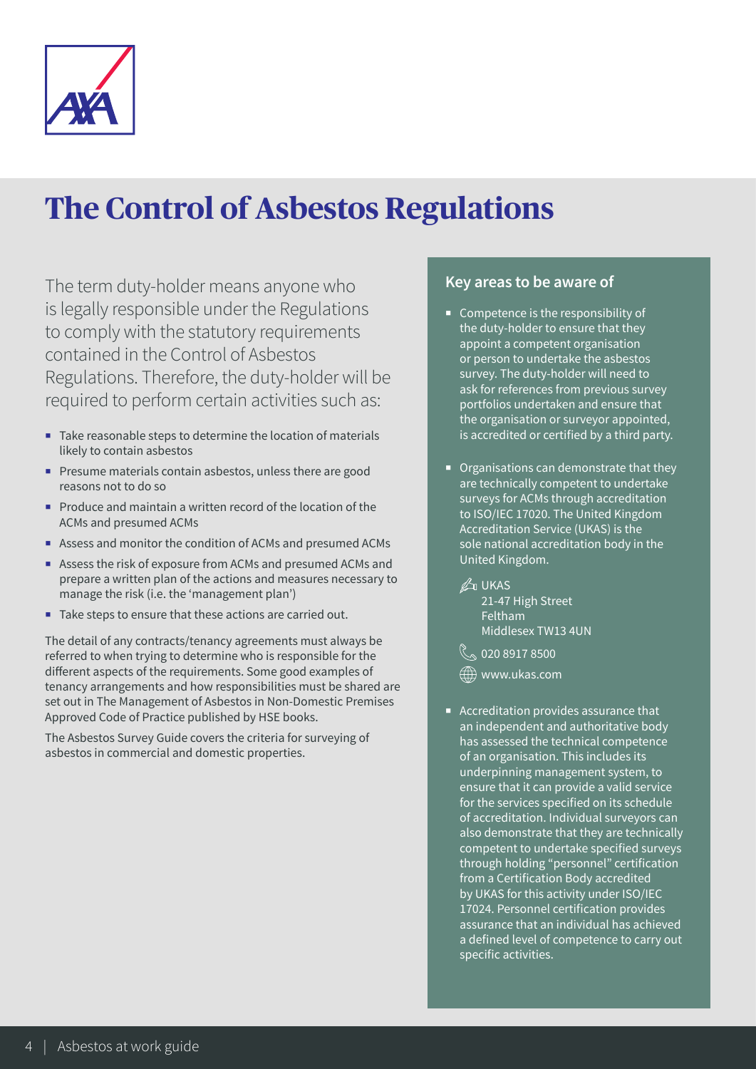# The Control of Asbestos Regulations

The term duty-holder means anyone who is legally responsible under the Regulations to comply with the statutory requirements contained in the Control of Asbestos Regulations. Therefore, the duty-holder will be required to perform certain activities such as:

- Take reasonable steps to determine the location of materials likely to contain asbestos
- Presume materials contain asbestos, unless there are good reasons not to do so
- Produce and maintain a written record of the location of the ACMs and presumed ACMs
- Assess and monitor the condition of ACMs and presumed ACMs
- Assess the risk of exposure from ACMs and presumed ACMs and prepare a written plan of the actions and measures necessary to manage the risk (i.e. the 'management plan')
- Take steps to ensure that these actions are carried out.

The detail of any contracts/tenancy agreements must always be referred to when trying to determine who is responsible for the different aspects of the requirements. Some good examples of tenancy arrangements and how responsibilities must be shared are set out in The Management of Asbestos in Non-Domestic Premises Approved Code of Practice published by HSE books.

The Asbestos Survey Guide covers the criteria for surveying of asbestos in commercial and domestic properties.

## Key areas to be aware of

- Competence is the responsibility of the duty-holder to ensure that they appoint a competent organisation or person to undertake the asbestos survey. The duty-holder will need to ask for references from previous survey portfolios undertaken and ensure that the organisation or surveyor appointed, is accredited or certified by a third party.
- Organisations can demonstrate that they are technically competent to undertake surveys for ACMs through accreditation to ISO/IEC 17020. The United Kingdom Accreditation Service (UKAS) is the sole national accreditation body in the United Kingdom.

  UKAS
  21-47 High Street
  Feltham
  Middlesex TW13 4UN

  020 8917 8500

  www.ukas.com

- Accreditation provides assurance that an independent and authoritative body has assessed the technical competence of an organisation. This includes its underpinning management system, to ensure that it can provide a valid service for the services specified on its schedule of accreditation. Individual surveyors can also demonstrate that they are technically competent to undertake specified surveys through holding "personnel" certification from a Certification Body accredited by UKAS for this activity under ISO/IEC 17024. Personnel certification provides assurance that an individual has achieved a defined level of competence to carry out specific activities.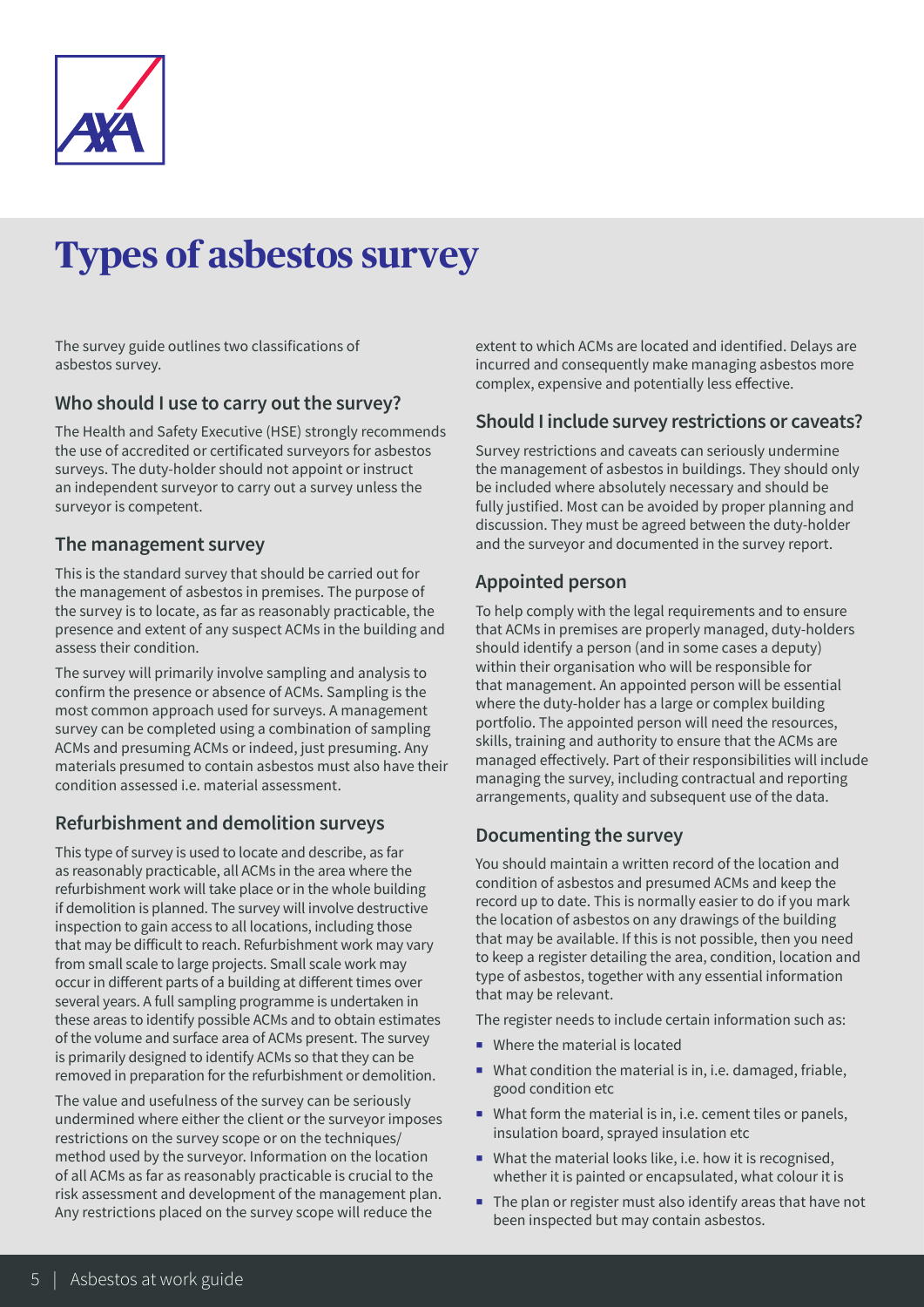# Types of asbestos survey

The survey guide outlines two classifications of asbestos survey.

### Who should I use to carry out the survey?

The Health and Safety Executive (HSE) strongly recommends the use of accredited or certificated surveyors for asbestos surveys. The duty-holder should not appoint or instruct an independent surveyor to carry out a survey unless the surveyor is competent.

### The management survey

This is the standard survey that should be carried out for the management of asbestos in premises. The purpose of the survey is to locate, as far as reasonably practicable, the presence and extent of any suspect ACMs in the building and assess their condition.

The survey will primarily involve sampling and analysis to confirm the presence or absence of ACMs. Sampling is the most common approach used for surveys. A management survey can be completed using a combination of sampling ACMs and presuming ACMs or indeed, just presuming. Any materials presumed to contain asbestos must also have their condition assessed i.e. material assessment.

### Refurbishment and demolition surveys

This type of survey is used to locate and describe, as far as reasonably practicable, all ACMs in the area where the refurbishment work will take place or in the whole building if demolition is planned. The survey will involve destructive inspection to gain access to all locations, including those that may be difficult to reach. Refurbishment work may vary from small scale to large projects. Small scale work may occur in different parts of a building at different times over several years. A full sampling programme is undertaken in these areas to identify possible ACMs and to obtain estimates of the volume and surface area of ACMs present. The survey is primarily designed to identify ACMs so that they can be removed in preparation for the refurbishment or demolition.

The value and usefulness of the survey can be seriously undermined where either the client or the surveyor imposes restrictions on the survey scope or on the techniques/method used by the surveyor. Information on the location of all ACMs as far as reasonably practicable is crucial to the risk assessment and development of the management plan. Any restrictions placed on the survey scope will reduce the extent to which ACMs are located and identified. Delays are incurred and consequently make managing asbestos more complex, expensive and potentially less effective.

### Should I include survey restrictions or caveats?

Survey restrictions and caveats can seriously undermine the management of asbestos in buildings. They should only be included where absolutely necessary and should be fully justified. Most can be avoided by proper planning and discussion. They must be agreed between the duty-holder and the surveyor and documented in the survey report.

### Appointed person

To help comply with the legal requirements and to ensure that ACMs in premises are properly managed, duty-holders should identify a person (and in some cases a deputy) within their organisation who will be responsible for that management. An appointed person will be essential where the duty-holder has a large or complex building portfolio. The appointed person will need the resources, skills, training and authority to ensure that the ACMs are managed effectively. Part of their responsibilities will include managing the survey, including contractual and reporting arrangements, quality and subsequent use of the data.

### Documenting the survey

You should maintain a written record of the location and condition of asbestos and presumed ACMs and keep the record up to date. This is normally easier to do if you mark the location of asbestos on any drawings of the building that may be available. If this is not possible, then you need to keep a register detailing the area, condition, location and type of asbestos, together with any essential information that may be relevant.

The register needs to include certain information such as:

- Where the material is located
- What condition the material is in, i.e. damaged, friable, good condition etc
- What form the material is in, i.e. cement tiles or panels, insulation board, sprayed insulation etc
- What the material looks like, i.e. how it is recognised, whether it is painted or encapsulated, what colour it is
- The plan or register must also identify areas that have not been inspected but may contain asbestos.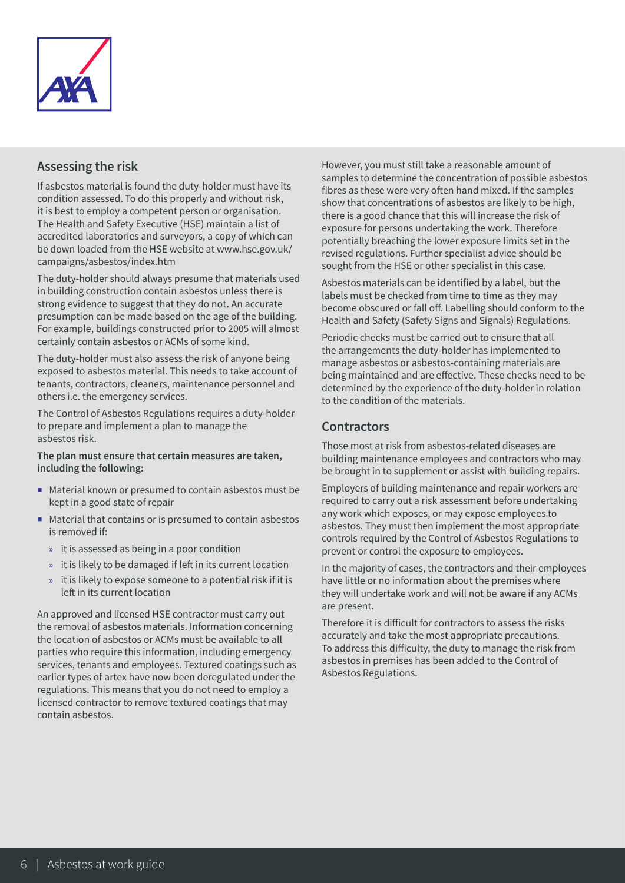## Assessing the risk

If asbestos material is found the duty-holder must have its condition assessed. To do this properly and without risk, it is best to employ a competent person or organisation. The Health and Safety Executive (HSE) maintain a list of accredited laboratories and surveyors, a copy of which can be down loaded from the HSE website at www.hse.gov.uk/campaigns/asbestos/index.htm

The duty-holder should always presume that materials used in building construction contain asbestos unless there is strong evidence to suggest that they do not. An accurate presumption can be made based on the age of the building. For example, buildings constructed prior to 2005 will almost certainly contain asbestos or ACMs of some kind.

The duty-holder must also assess the risk of anyone being exposed to asbestos material. This needs to take account of tenants, contractors, cleaners, maintenance personnel and others i.e. the emergency services.

The Control of Asbestos Regulations requires a duty-holder to prepare and implement a plan to manage the asbestos risk.

**The plan must ensure that certain measures are taken, including the following:**

- Material known or presumed to contain asbestos must be kept in a good state of repair
- Material that contains or is presumed to contain asbestos is removed if:
  - it is assessed as being in a poor condition
  - it is likely to be damaged if left in its current location
  - it is likely to expose someone to a potential risk if it is left in its current location

An approved and licensed HSE contractor must carry out the removal of asbestos materials. Information concerning the location of asbestos or ACMs must be available to all parties who require this information, including emergency services, tenants and employees. Textured coatings such as earlier types of artex have now been deregulated under the regulations. This means that you do not need to employ a licensed contractor to remove textured coatings that may contain asbestos.

However, you must still take a reasonable amount of samples to determine the concentration of possible asbestos fibres as these were very often hand mixed. If the samples show that concentrations of asbestos are likely to be high, there is a good chance that this will increase the risk of exposure for persons undertaking the work. Therefore potentially breaching the lower exposure limits set in the revised regulations. Further specialist advice should be sought from the HSE or other specialist in this case.

Asbestos materials can be identified by a label, but the labels must be checked from time to time as they may become obscured or fall off. Labelling should conform to the Health and Safety (Safety Signs and Signals) Regulations.

Periodic checks must be carried out to ensure that all the arrangements the duty-holder has implemented to manage asbestos or asbestos-containing materials are being maintained and are effective. These checks need to be determined by the experience of the duty-holder in relation to the condition of the materials.

## Contractors

Those most at risk from asbestos-related diseases are building maintenance employees and contractors who may be brought in to supplement or assist with building repairs.

Employers of building maintenance and repair workers are required to carry out a risk assessment before undertaking any work which exposes, or may expose employees to asbestos. They must then implement the most appropriate controls required by the Control of Asbestos Regulations to prevent or control the exposure to employees.

In the majority of cases, the contractors and their employees have little or no information about the premises where they will undertake work and will not be aware if any ACMs are present.

Therefore it is difficult for contractors to assess the risks accurately and take the most appropriate precautions. To address this difficulty, the duty to manage the risk from asbestos in premises has been added to the Control of Asbestos Regulations.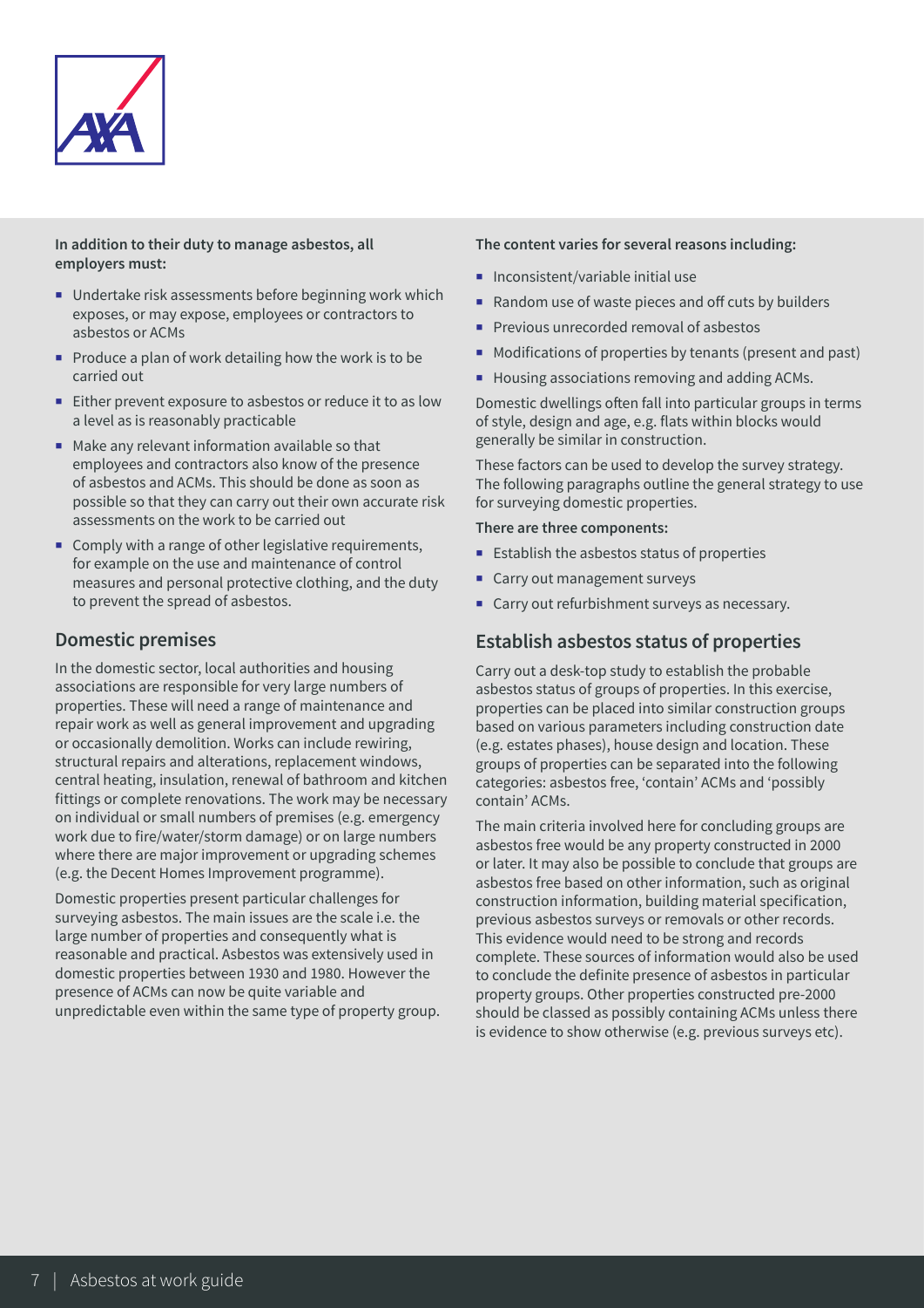**In addition to their duty to manage asbestos, all employers must:**

- Undertake risk assessments before beginning work which exposes, or may expose, employees or contractors to asbestos or ACMs
- Produce a plan of work detailing how the work is to be carried out
- Either prevent exposure to asbestos or reduce it to as low a level as is reasonably practicable
- Make any relevant information available so that employees and contractors also know of the presence of asbestos and ACMs. This should be done as soon as possible so that they can carry out their own accurate risk assessments on the work to be carried out
- Comply with a range of other legislative requirements, for example on the use and maintenance of control measures and personal protective clothing, and the duty to prevent the spread of asbestos.

## Domestic premises

In the domestic sector, local authorities and housing associations are responsible for very large numbers of properties. These will need a range of maintenance and repair work as well as general improvement and upgrading or occasionally demolition. Works can include rewiring, structural repairs and alterations, replacement windows, central heating, insulation, renewal of bathroom and kitchen fittings or complete renovations. The work may be necessary on individual or small numbers of premises (e.g. emergency work due to fire/water/storm damage) or on large numbers where there are major improvement or upgrading schemes (e.g. the Decent Homes Improvement programme).

Domestic properties present particular challenges for surveying asbestos. The main issues are the scale i.e. the large number of properties and consequently what is reasonable and practical. Asbestos was extensively used in domestic properties between 1930 and 1980. However the presence of ACMs can now be quite variable and unpredictable even within the same type of property group.

**The content varies for several reasons including:**

- Inconsistent/variable initial use
- Random use of waste pieces and off cuts by builders
- Previous unrecorded removal of asbestos
- Modifications of properties by tenants (present and past)
- Housing associations removing and adding ACMs.

Domestic dwellings often fall into particular groups in terms of style, design and age, e.g. flats within blocks would generally be similar in construction.

These factors can be used to develop the survey strategy. The following paragraphs outline the general strategy to use for surveying domestic properties.

**There are three components:**

- Establish the asbestos status of properties
- Carry out management surveys
- Carry out refurbishment surveys as necessary.

## Establish asbestos status of properties

Carry out a desk-top study to establish the probable asbestos status of groups of properties. In this exercise, properties can be placed into similar construction groups based on various parameters including construction date (e.g. estates phases), house design and location. These groups of properties can be separated into the following categories: asbestos free, 'contain' ACMs and 'possibly contain' ACMs.

The main criteria involved here for concluding groups are asbestos free would be any property constructed in 2000 or later. It may also be possible to conclude that groups are asbestos free based on other information, such as original construction information, building material specification, previous asbestos surveys or removals or other records. This evidence would need to be strong and records complete. These sources of information would also be used to conclude the definite presence of asbestos in particular property groups. Other properties constructed pre-2000 should be classed as possibly containing ACMs unless there is evidence to show otherwise (e.g. previous surveys etc).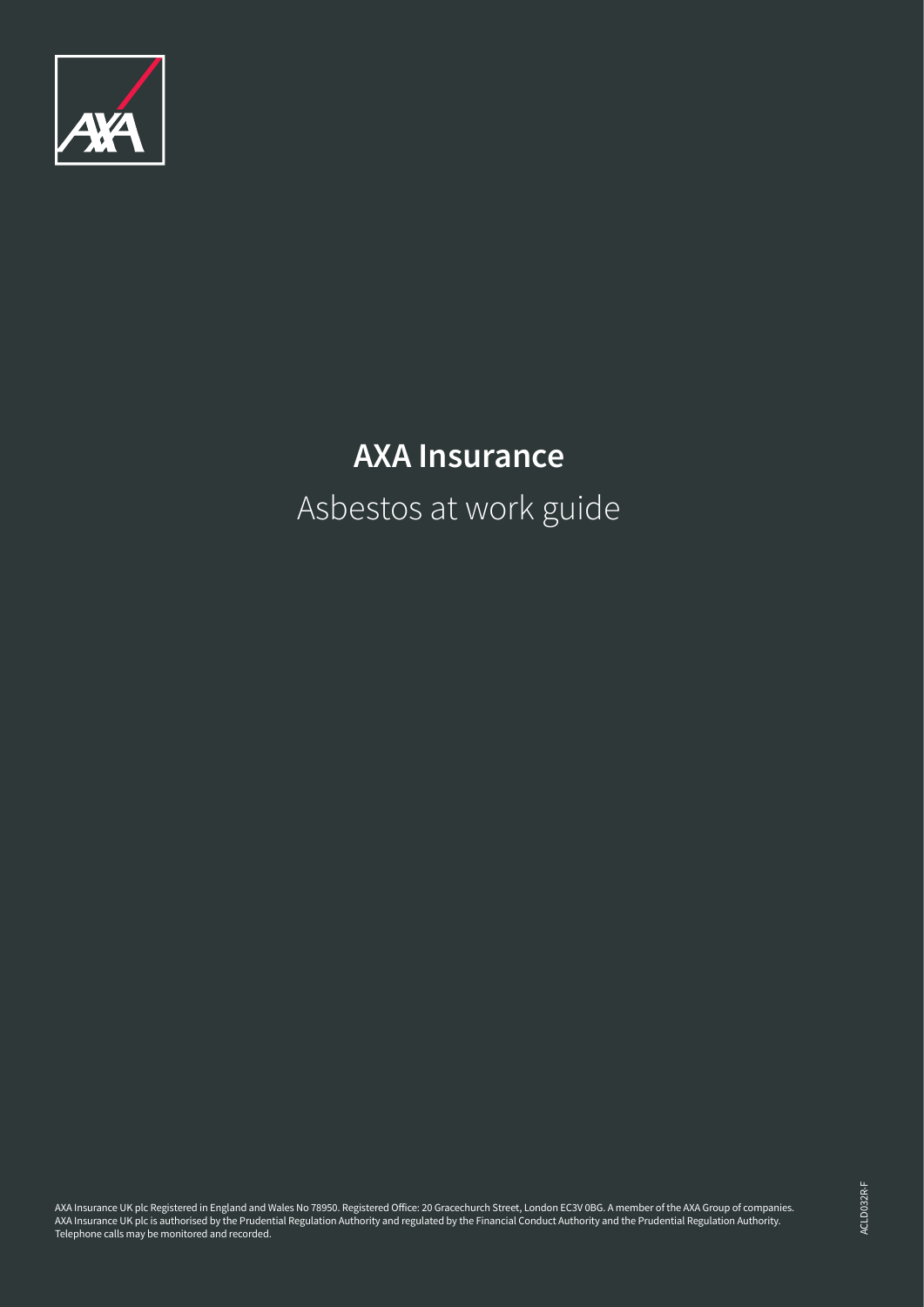# AXA Insurance

Asbestos at work guide

AXA Insurance UK plc Registered in England and Wales No 78950. Registered Office: 20 Gracechurch Street, London EC3V 0BG. A member of the AXA Group of companies. AXA Insurance UK plc is authorised by the Prudential Regulation Authority and regulated by the Financial Conduct Authority and the Prudential Regulation Authority. Telephone calls may be monitored and recorded.

ACLD032R F